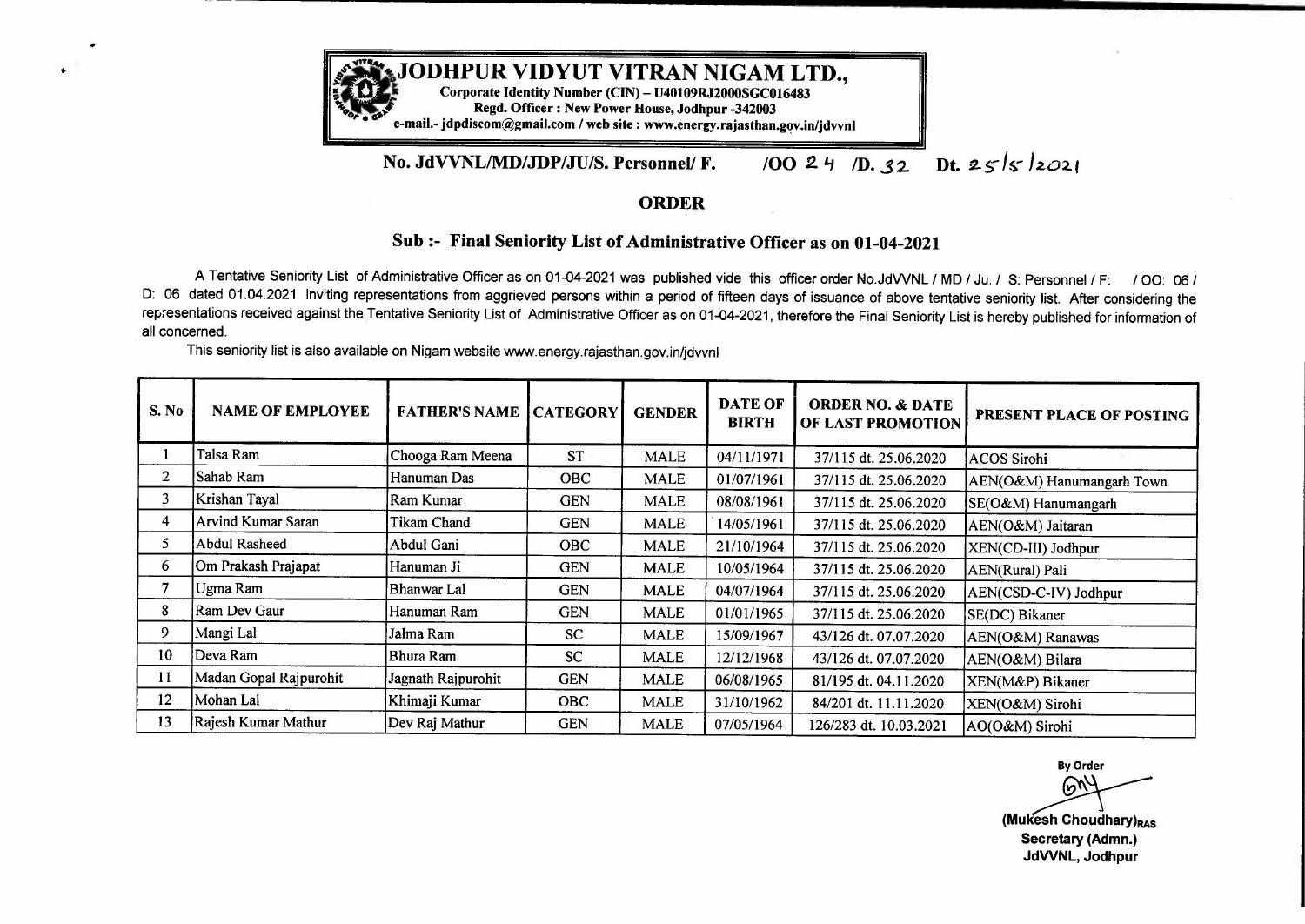# JODHPUR VIDYUT VITRAN NIGAM LTD.,

**Corporate Identity Number (CIN) – U40109RJ2000SGC016483**
**Regd. Officer : New Power House, Jodhpur -342003**
**e-mail.- jdpdiscom@gmail.com / web site : www.energy.rajasthan.gov.in/jdvvnl**

**No. JdVVNL/MD/JDP/JU/S. Personnel/ F. /OO 24 /D. 32 Dt. 25/5/2021**

## ORDER

### Sub :- Final Seniority List of Administrative Officer as on 01-04-2021

A Tentative Seniority List of Administrative Officer as on 01-04-2021 was published vide this officer order No.JdVVNL / MD / Ju. / S: Personnel / F: / OO: 06 / D: 06 dated 01.04.2021 inviting representations from aggrieved persons within a period of fifteen days of issuance of above tentative seniority list. After considering the representations received against the Tentative Seniority List of Administrative Officer as on 01-04-2021, therefore the Final Seniority List is hereby published for information of all concerned.

This seniority list is also available on Nigam website www.energy.rajasthan.gov.in/jdvvnl

| S. No | NAME OF EMPLOYEE | FATHER'S NAME | CATEGORY | GENDER | DATE OF BIRTH | ORDER NO. & DATE OF LAST PROMOTION | PRESENT PLACE OF POSTING |
|---|---|---|---|---|---|---|---|
| 1 | Talsa Ram | Chooga Ram Meena | ST | MALE | 04/11/1971 | 37/115 dt. 25.06.2020 | ACOS Sirohi |
| 2 | Sahab Ram | Hanuman Das | OBC | MALE | 01/07/1961 | 37/115 dt. 25.06.2020 | AEN(O&M) Hanumangarh Town |
| 3 | Krishan Tayal | Ram Kumar | GEN | MALE | 08/08/1961 | 37/115 dt. 25.06.2020 | SE(O&M) Hanumangarh |
| 4 | Arvind Kumar Saran | Tikam Chand | GEN | MALE | 14/05/1961 | 37/115 dt. 25.06.2020 | AEN(O&M) Jaitaran |
| 5 | Abdul Rasheed | Abdul Gani | OBC | MALE | 21/10/1964 | 37/115 dt. 25.06.2020 | XEN(CD-III) Jodhpur |
| 6 | Om Prakash Prajapat | Hanuman Ji | GEN | MALE | 10/05/1964 | 37/115 dt. 25.06.2020 | AEN(Rural) Pali |
| 7 | Ugma Ram | Bhanwar Lal | GEN | MALE | 04/07/1964 | 37/115 dt. 25.06.2020 | AEN(CSD-C-IV) Jodhpur |
| 8 | Ram Dev Gaur | Hanuman Ram | GEN | MALE | 01/01/1965 | 37/115 dt. 25.06.2020 | SE(DC) Bikaner |
| 9 | Mangi Lal | Jalma Ram | SC | MALE | 15/09/1967 | 43/126 dt. 07.07.2020 | AEN(O&M) Ranawas |
| 10 | Deva Ram | Bhura Ram | SC | MALE | 12/12/1968 | 43/126 dt. 07.07.2020 | AEN(O&M) Bilara |
| 11 | Madan Gopal Rajpurohit | Jagnath Rajpurohit | GEN | MALE | 06/08/1965 | 81/195 dt. 04.11.2020 | XEN(M&P) Bikaner |
| 12 | Mohan Lal | Khimaji Kumar | OBC | MALE | 31/10/1962 | 84/201 dt. 11.11.2020 | XEN(O&M) Sirohi |
| 13 | Rajesh Kumar Mathur | Dev Raj Mathur | GEN | MALE | 07/05/1964 | 126/283 dt. 10.03.2021 | AO(O&M) Sirohi |

**By Order**

**(Mukesh Choudhary)RAS**
**Secretary (Admn.)**
**JdVVNL, Jodhpur**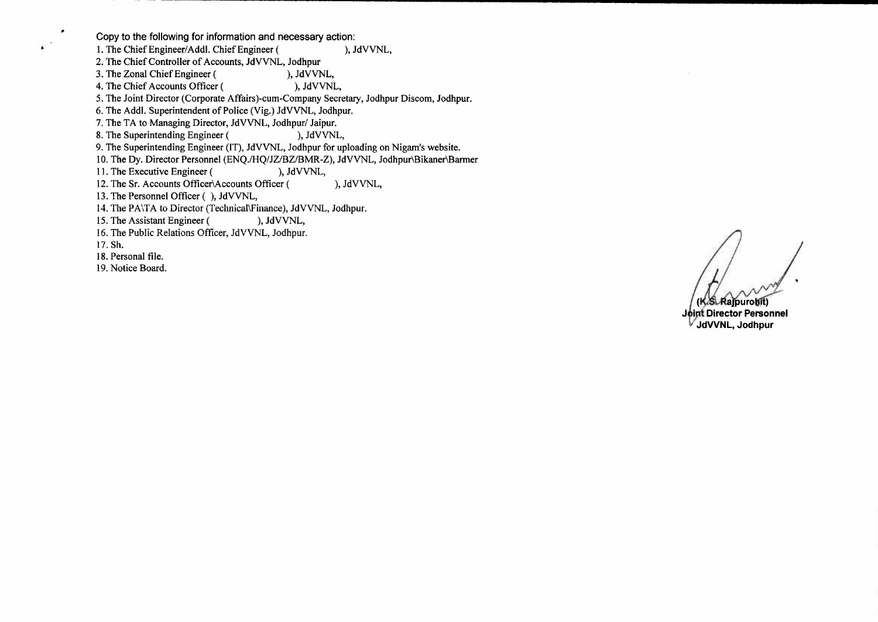Copy to the following for information and necessary action:

1. The Chief Engineer/Addl. Chief Engineer (                    ), JdVVNL,
2. The Chief Controller of Accounts, JdVVNL, Jodhpur
3. The Zonal Chief Engineer (                    ), JdVVNL,
4. The Chief Accounts Officer (                    ), JdVVNL,
5. The Joint Director (Corporate Affairs)-cum-Company Secretary, Jodhpur Discom, Jodhpur.
6. The Addl. Superintendent of Police (Vig.) JdVVNL, Jodhpur.
7. The TA to Managing Director, JdVVNL, Jodhpur/ Jaipur.
8. The Superintending Engineer (                    ), JdVVNL,
9. The Superintending Engineer (IT), JdVVNL, Jodhpur for uploading on Nigam's website.
10. The Dy. Director Personnel (ENQ./HQ/JZ/BZ/BMR-Z), JdVVNL, Jodhpur\Bikaner\Barmer
11. The Executive Engineer (                    ), JdVVNL,
12. The Sr. Accounts Officer\Accounts Officer (                    ), JdVVNL,
13. The Personnel Officer ( ), JdVVNL,
14. The PA\TA to Director (Technical\Finance), JdVVNL, Jodhpur.
15. The Assistant Engineer (                    ), JdVVNL,
16. The Public Relations Officer, JdVVNL, Jodhpur.
17. Sh.
18. Personal file.
19. Notice Board.

(K.S. Rajpurohit)
**Joint Director Personnel**
**JdVVNL, Jodhpur**